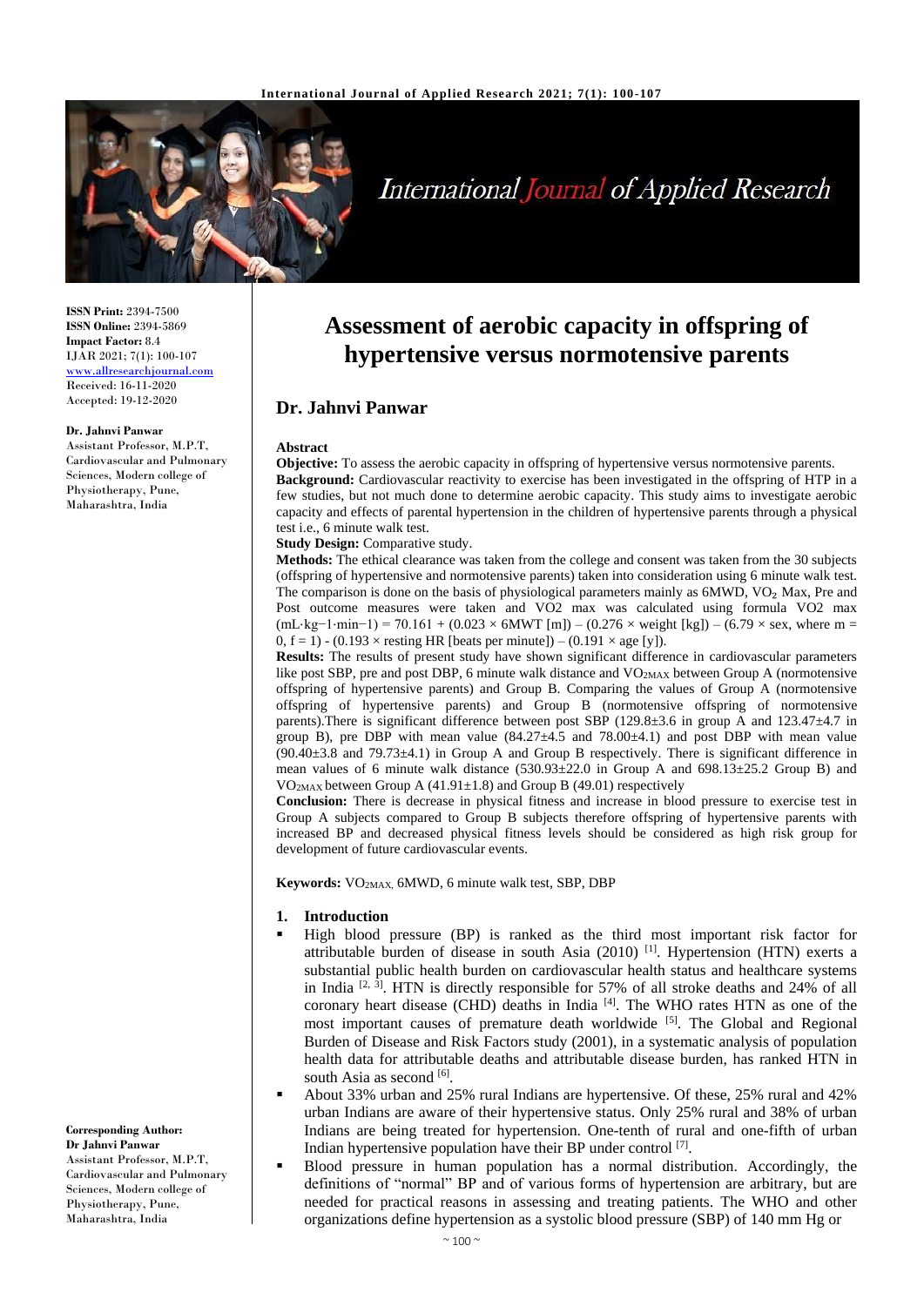# Assessment of aerobic capacity in offspring of hypertensive versus normotensive parents

## Dr. Jahnvi Panwar

**ISSN Print:** 2394-7500
**ISSN Online:** 2394-5869
**Impact Factor:** 8.4
IJAR 2021; 7(1): 100-107
www.allresearchjournal.com
Received: 16-11-2020
Accepted: 19-12-2020

**Dr. Jahnvi Panwar**
Assistant Professor, M.P.T, Cardiovascular and Pulmonary Sciences, Modern college of Physiotherapy, Pune, Maharashtra, India

**Corresponding Author:**
**Dr Jahnvi Panwar**
Assistant Professor, M.P.T, Cardiovascular and Pulmonary Sciences, Modern college of Physiotherapy, Pune, Maharashtra, India

### Abstract

**Objective:** To assess the aerobic capacity in offspring of hypertensive versus normotensive parents.

**Background:** Cardiovascular reactivity to exercise has been investigated in the offspring of HTP in a few studies, but not much done to determine aerobic capacity. This study aims to investigate aerobic capacity and effects of parental hypertension in the children of hypertensive parents through a physical test i.e., 6 minute walk test.

**Study Design:** Comparative study.

**Methods:** The ethical clearance was taken from the college and consent was taken from the 30 subjects (offspring of hypertensive and normotensive parents) taken into consideration using 6 minute walk test. The comparison is done on the basis of physiological parameters mainly as 6MWD, $VO_2$ Max, Pre and Post outcome measures were taken and VO2 max was calculated using formula VO2 max ($mL \cdot kg^{-1} \cdot min^{-1}$) = 70.161 + (0.023 × 6MWT [m]) – (0.276 × weight [kg]) – (6.79 × sex, where m = 0, f = 1) - (0.193 × resting HR [beats per minute]) – (0.191 × age [y]).

**Results:** The results of present study have shown significant difference in cardiovascular parameters like post SBP, pre and post DBP, 6 minute walk distance and $VO_{2MAX}$ between Group A (normotensive offspring of hypertensive parents) and Group B. Comparing the values of Group A (normotensive offspring of hypertensive parents) and Group B (normotensive offspring of normotensive parents).There is significant difference between post SBP (129.8±3.6 in group A and 123.47±4.7 in group B), pre DBP with mean value (84.27±4.5 and 78.00±4.1) and post DBP with mean value (90.40±3.8 and 79.73±4.1) in Group A and Group B respectively. There is significant difference in mean values of 6 minute walk distance (530.93±22.0 in Group A and 698.13±25.2 Group B) and $VO_{2MAX}$ between Group A (41.91±1.8) and Group B (49.01) respectively

**Conclusion:** There is decrease in physical fitness and increase in blood pressure to exercise test in Group A subjects compared to Group B subjects therefore offspring of hypertensive parents with increased BP and decreased physical fitness levels should be considered as high risk group for development of future cardiovascular events.

**Keywords:** $VO_{2MAX}$, 6MWD, 6 minute walk test, SBP, DBP

### 1. Introduction

- High blood pressure (BP) is ranked as the third most important risk factor for attributable burden of disease in south Asia (2010) [1]. Hypertension (HTN) exerts a substantial public health burden on cardiovascular health status and healthcare systems in India [2, 3]. HTN is directly responsible for 57% of all stroke deaths and 24% of all coronary heart disease (CHD) deaths in India [4]. The WHO rates HTN as one of the most important causes of premature death worldwide [5]. The Global and Regional Burden of Disease and Risk Factors study (2001), in a systematic analysis of population health data for attributable deaths and attributable disease burden, has ranked HTN in south Asia as second [6].
- About 33% urban and 25% rural Indians are hypertensive. Of these, 25% rural and 42% urban Indians are aware of their hypertensive status. Only 25% rural and 38% of urban Indians are being treated for hypertension. One-tenth of rural and one-fifth of urban Indian hypertensive population have their BP under control [7].
- Blood pressure in human population has a normal distribution. Accordingly, the definitions of "normal" BP and of various forms of hypertension are arbitrary, but are needed for practical reasons in assessing and treating patients. The WHO and other organizations define hypertension as a systolic blood pressure (SBP) of 140 mm Hg or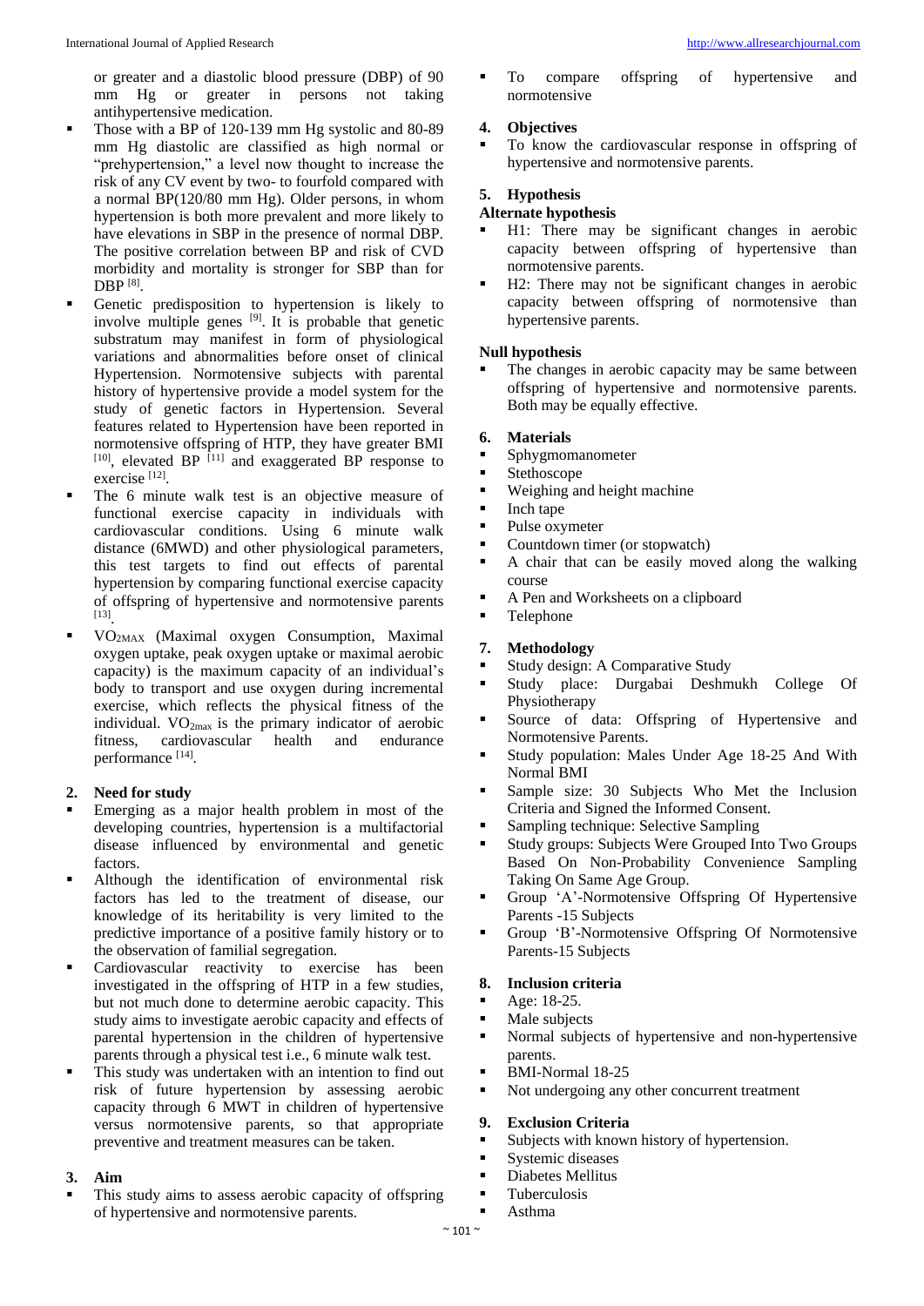or greater and a diastolic blood pressure (DBP) of 90 mm Hg or greater in persons not taking antihypertensive medication.

- Those with a BP of 120-139 mm Hg systolic and 80-89 mm Hg diastolic are classified as high normal or “prehypertension,” a level now thought to increase the risk of any CV event by two- to fourfold compared with a normal BP(120/80 mm Hg). Older persons, in whom hypertension is both more prevalent and more likely to have elevations in SBP in the presence of normal DBP. The positive correlation between BP and risk of CVD morbidity and mortality is stronger for SBP than for DBP [8].
- Genetic predisposition to hypertension is likely to involve multiple genes [9]. It is probable that genetic substratum may manifest in form of physiological variations and abnormalities before onset of clinical Hypertension. Normotensive subjects with parental history of hypertensive provide a model system for the study of genetic factors in Hypertension. Several features related to Hypertension have been reported in normotensive offspring of HTP, they have greater BMI [10], elevated BP [11] and exaggerated BP response to exercise [12].
- The 6 minute walk test is an objective measure of functional exercise capacity in individuals with cardiovascular conditions. Using 6 minute walk distance (6MWD) and other physiological parameters, this test targets to find out effects of parental hypertension by comparing functional exercise capacity of offspring of hypertensive and normotensive parents [13].
- $VO_{2MAX}$ (Maximal oxygen Consumption, Maximal oxygen uptake, peak oxygen uptake or maximal aerobic capacity) is the maximum capacity of an individual’s body to transport and use oxygen during incremental exercise, which reflects the physical fitness of the individual. $VO_{2max}$ is the primary indicator of aerobic fitness, cardiovascular health and endurance performance [14].

## 2. Need for study

- Emerging as a major health problem in most of the developing countries, hypertension is a multifactorial disease influenced by environmental and genetic factors.
- Although the identification of environmental risk factors has led to the treatment of disease, our knowledge of its heritability is very limited to the predictive importance of a positive family history or to the observation of familial segregation.
- Cardiovascular reactivity to exercise has been investigated in the offspring of HTP in a few studies, but not much done to determine aerobic capacity. This study aims to investigate aerobic capacity and effects of parental hypertension in the children of hypertensive parents through a physical test i.e., 6 minute walk test.
- This study was undertaken with an intention to find out risk of future hypertension by assessing aerobic capacity through 6 MWT in children of hypertensive versus normotensive parents, so that appropriate preventive and treatment measures can be taken.

## 3. Aim

- This study aims to assess aerobic capacity of offspring of hypertensive and normotensive parents.
- To compare offspring of hypertensive and normotensive

## 4. Objectives

- To know the cardiovascular response in offspring of hypertensive and normotensive parents.

## 5. Hypothesis

**Alternate hypothesis**

- H1: There may be significant changes in aerobic capacity between offspring of hypertensive than normotensive parents.
- H2: There may not be significant changes in aerobic capacity between offspring of normotensive than hypertensive parents.

**Null hypothesis**

- The changes in aerobic capacity may be same between offspring of hypertensive and normotensive parents. Both may be equally effective.

## 6. Materials

- Sphygmomanometer
- Stethoscope
- Weighing and height machine
- Inch tape
- Pulse oxymeter
- Countdown timer (or stopwatch)
- A chair that can be easily moved along the walking course
- A Pen and Worksheets on a clipboard
- Telephone

## 7. Methodology

- Study design: A Comparative Study
- Study place: Durgabai Deshmukh College Of Physiotherapy
- Source of data: Offspring of Hypertensive and Normotensive Parents.
- Study population: Males Under Age 18-25 And With Normal BMI
- Sample size: 30 Subjects Who Met the Inclusion Criteria and Signed the Informed Consent.
- Sampling technique: Selective Sampling
- Study groups: Subjects Were Grouped Into Two Groups Based On Non-Probability Convenience Sampling Taking On Same Age Group.
- Group ‘A’-Normotensive Offspring Of Hypertensive Parents -15 Subjects
- Group ‘B’-Normotensive Offspring Of Normotensive Parents-15 Subjects

## 8. Inclusion criteria

- Age: 18-25.
- Male subjects
- Normal subjects of hypertensive and non-hypertensive parents.
- BMI-Normal 18-25
- Not undergoing any other concurrent treatment

## 9. Exclusion Criteria

- Subjects with known history of hypertension.
- Systemic diseases
- Diabetes Mellitus
- Tuberculosis
- Asthma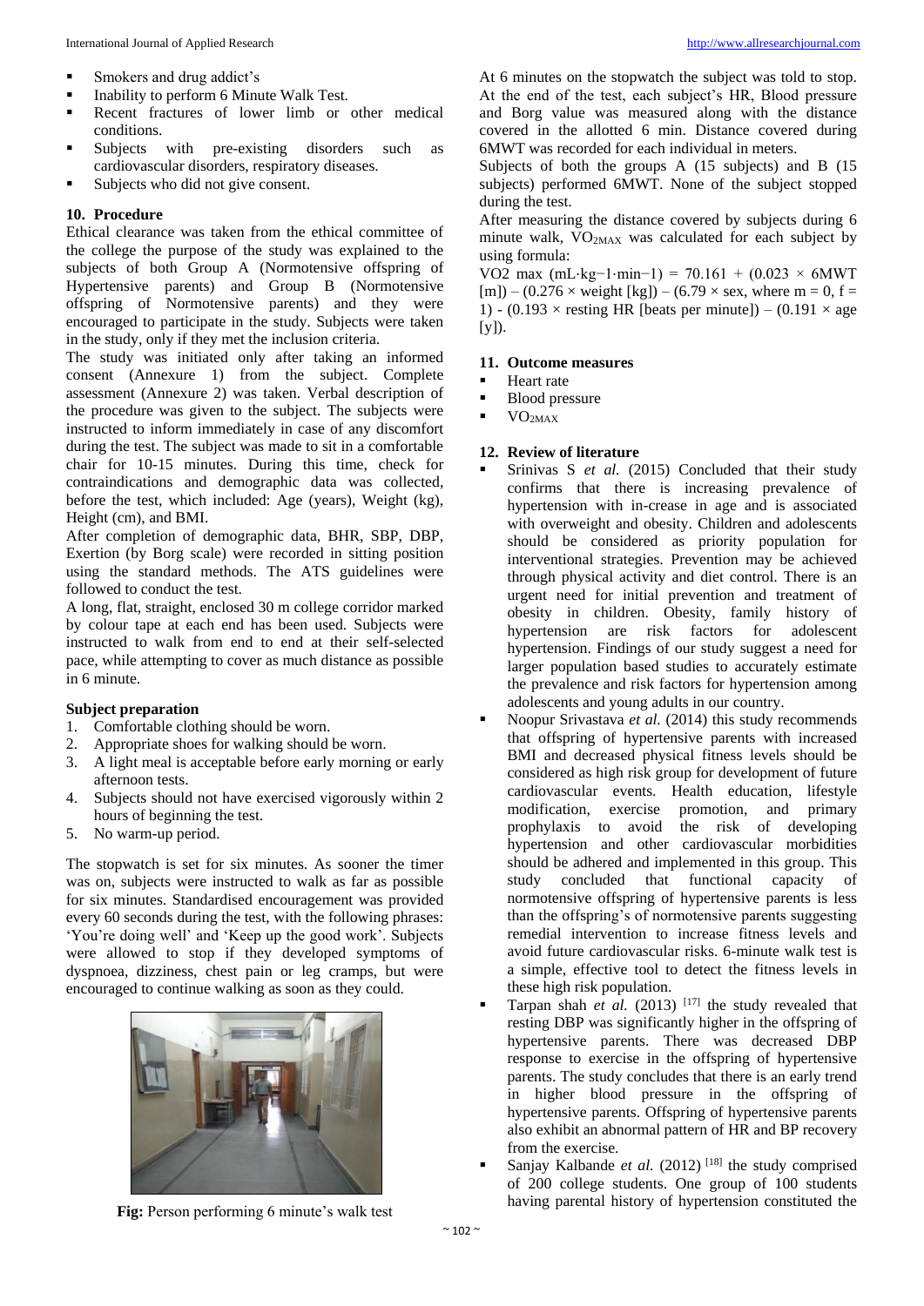- Smokers and drug addict's
- Inability to perform 6 Minute Walk Test.
- Recent fractures of lower limb or other medical conditions.
- Subjects with pre-existing disorders such as cardiovascular disorders, respiratory diseases.
- Subjects who did not give consent.

## 10. Procedure

Ethical clearance was taken from the ethical committee of the college the purpose of the study was explained to the subjects of both Group A (Normotensive offspring of Hypertensive parents) and Group B (Normotensive offspring of Normotensive parents) and they were encouraged to participate in the study. Subjects were taken in the study, only if they met the inclusion criteria.

The study was initiated only after taking an informed consent (Annexure 1) from the subject. Complete assessment (Annexure 2) was taken. Verbal description of the procedure was given to the subject. The subjects were instructed to inform immediately in case of any discomfort during the test. The subject was made to sit in a comfortable chair for 10-15 minutes. During this time, check for contraindications and demographic data was collected, before the test, which included: Age (years), Weight (kg), Height (cm), and BMI.

After completion of demographic data, BHR, SBP, DBP, Exertion (by Borg scale) were recorded in sitting position using the standard methods. The ATS guidelines were followed to conduct the test.

A long, flat, straight, enclosed 30 m college corridor marked by colour tape at each end has been used. Subjects were instructed to walk from end to end at their self-selected pace, while attempting to cover as much distance as possible in 6 minute.

### Subject preparation

1. Comfortable clothing should be worn.
2. Appropriate shoes for walking should be worn.
3. A light meal is acceptable before early morning or early afternoon tests.
4. Subjects should not have exercised vigorously within 2 hours of beginning the test.
5. No warm-up period.

The stopwatch is set for six minutes. As sooner the timer was on, subjects were instructed to walk as far as possible for six minutes. Standardised encouragement was provided every 60 seconds during the test, with the following phrases: 'You're doing well' and 'Keep up the good work'. Subjects were allowed to stop if they developed symptoms of dyspnoea, dizziness, chest pain or leg cramps, but were encouraged to continue walking as soon as they could.

**Fig:** Person performing 6 minute's walk test

At 6 minutes on the stopwatch the subject was told to stop. At the end of the test, each subject's HR, Blood pressure and Borg value was measured along with the distance covered in the allotted 6 min. Distance covered during 6MWT was recorded for each individual in meters.

Subjects of both the groups A (15 subjects) and B (15 subjects) performed 6MWT. None of the subject stopped during the test.

After measuring the distance covered by subjects during 6 minute walk, $VO_{2MAX}$ was calculated for each subject by using formula:

VO2 max (mL·kg−1·min−1) = 70.161 + (0.023 × 6MWT [m]) – (0.276 × weight [kg]) – (6.79 × sex, where m = 0, f = 1) - (0.193 × resting HR [beats per minute]) – (0.191 × age [y]).

## 11. Outcome measures

- Heart rate
- Blood pressure
- $VO_{2MAX}$

## 12. Review of literature

- Srinivas S *et al.* (2015) Concluded that their study confirms that there is increasing prevalence of hypertension with in-crease in age and is associated with overweight and obesity. Children and adolescents should be considered as priority population for interventional strategies. Prevention may be achieved through physical activity and diet control. There is an urgent need for initial prevention and treatment of obesity in children. Obesity, family history of hypertension are risk factors for adolescent hypertension. Findings of our study suggest a need for larger population based studies to accurately estimate the prevalence and risk factors for hypertension among adolescents and young adults in our country.
- Noopur Srivastava *et al.* (2014) this study recommends that offspring of hypertensive parents with increased BMI and decreased physical fitness levels should be considered as high risk group for development of future cardiovascular events. Health education, lifestyle modification, exercise promotion, and primary prophylaxis to avoid the risk of developing hypertension and other cardiovascular morbidities should be adhered and implemented in this group. This study concluded that functional capacity of normotensive offspring of hypertensive parents is less than the offspring's of normotensive parents suggesting remedial intervention to increase fitness levels and avoid future cardiovascular risks. 6-minute walk test is a simple, effective tool to detect the fitness levels in these high risk population.
- Tarpan shah *et al.* (2013) [17] the study revealed that resting DBP was significantly higher in the offspring of hypertensive parents. There was decreased DBP response to exercise in the offspring of hypertensive parents. The study concludes that there is an early trend in higher blood pressure in the offspring of hypertensive parents. Offspring of hypertensive parents also exhibit an abnormal pattern of HR and BP recovery from the exercise.
- Sanjay Kalbande *et al.* (2012) [18] the study comprised of 200 college students. One group of 100 students having parental history of hypertension constituted the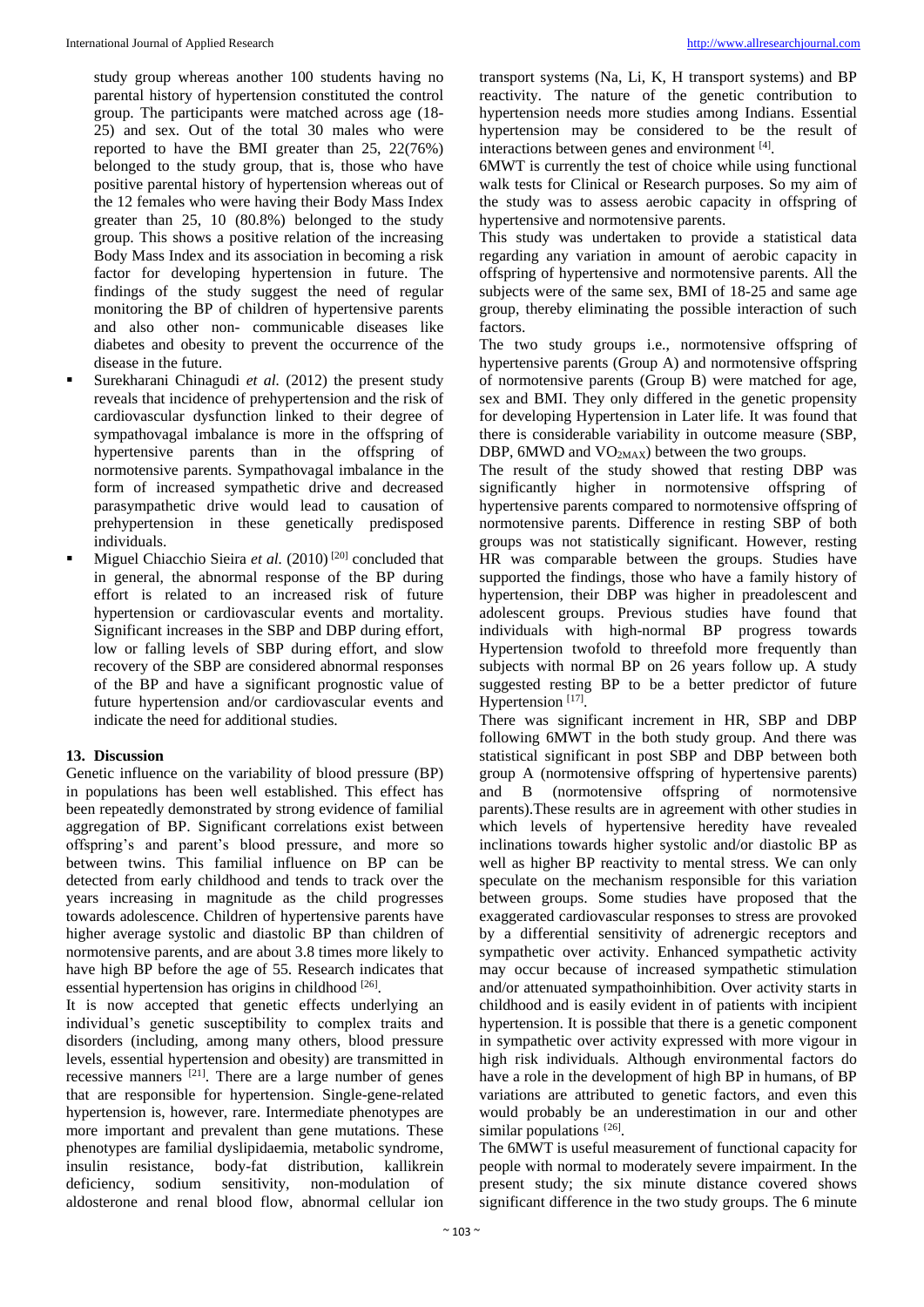study group whereas another 100 students having no parental history of hypertension constituted the control group. The participants were matched across age (18-25) and sex. Out of the total 30 males who were reported to have the BMI greater than 25, 22(76%) belonged to the study group, that is, those who have positive parental history of hypertension whereas out of the 12 females who were having their Body Mass Index greater than 25, 10 (80.8%) belonged to the study group. This shows a positive relation of the increasing Body Mass Index and its association in becoming a risk factor for developing hypertension in future. The findings of the study suggest the need of regular monitoring the BP of children of hypertensive parents and also other non- communicable diseases like diabetes and obesity to prevent the occurrence of the disease in the future.

- Surekharani Chinagudi *et al.* (2012) the present study reveals that incidence of prehypertension and the risk of cardiovascular dysfunction linked to their degree of sympathovagal imbalance is more in the offspring of hypertensive parents than in the offspring of normotensive parents. Sympathovagal imbalance in the form of increased sympathetic drive and decreased parasympathetic drive would lead to causation of prehypertension in these genetically predisposed individuals.
- Miguel Chiacchio Sieira *et al.* (2010) [20] concluded that in general, the abnormal response of the BP during effort is related to an increased risk of future hypertension or cardiovascular events and mortality. Significant increases in the SBP and DBP during effort, low or falling levels of SBP during effort, and slow recovery of the SBP are considered abnormal responses of the BP and have a significant prognostic value of future hypertension and/or cardiovascular events and indicate the need for additional studies.

## 13. Discussion

Genetic influence on the variability of blood pressure (BP) in populations has been well established. This effect has been repeatedly demonstrated by strong evidence of familial aggregation of BP. Significant correlations exist between offspring's and parent's blood pressure, and more so between twins. This familial influence on BP can be detected from early childhood and tends to track over the years increasing in magnitude as the child progresses towards adolescence. Children of hypertensive parents have higher average systolic and diastolic BP than children of normotensive parents, and are about 3.8 times more likely to have high BP before the age of 55. Research indicates that essential hypertension has origins in childhood [26].

It is now accepted that genetic effects underlying an individual's genetic susceptibility to complex traits and disorders (including, among many others, blood pressure levels, essential hypertension and obesity) are transmitted in recessive manners [21]. There are a large number of genes that are responsible for hypertension. Single-gene-related hypertension is, however, rare. Intermediate phenotypes are more important and prevalent than gene mutations. These phenotypes are familial dyslipidaemia, metabolic syndrome, insulin resistance, body-fat distribution, kallikrein deficiency, sodium sensitivity, non-modulation of aldosterone and renal blood flow, abnormal cellular ion transport systems (Na, Li, K, H transport systems) and BP reactivity. The nature of the genetic contribution to hypertension needs more studies among Indians. Essential hypertension may be considered to be the result of interactions between genes and environment [4].

6MWT is currently the test of choice while using functional walk tests for Clinical or Research purposes. So my aim of the study was to assess aerobic capacity in offspring of hypertensive and normotensive parents.

This study was undertaken to provide a statistical data regarding any variation in amount of aerobic capacity in offspring of hypertensive and normotensive parents. All the subjects were of the same sex, BMI of 18-25 and same age group, thereby eliminating the possible interaction of such factors.

The two study groups i.e., normotensive offspring of hypertensive parents (Group A) and normotensive offspring of normotensive parents (Group B) were matched for age, sex and BMI. They only differed in the genetic propensity for developing Hypertension in Later life. It was found that there is considerable variability in outcome measure (SBP, DBP, 6MWD and $VO_{2MAX}$) between the two groups.

The result of the study showed that resting DBP was significantly higher in normotensive offspring of hypertensive parents compared to normotensive offspring of normotensive parents. Difference in resting SBP of both groups was not statistically significant. However, resting HR was comparable between the groups. Studies have supported the findings, those who have a family history of hypertension, their DBP was higher in preadolescent and adolescent groups. Previous studies have found that individuals with high-normal BP progress towards Hypertension twofold to threefold more frequently than subjects with normal BP on 26 years follow up. A study suggested resting BP to be a better predictor of future Hypertension [17].

There was significant increment in HR, SBP and DBP following 6MWT in the both study group. And there was statistical significant in post SBP and DBP between both group A (normotensive offspring of hypertensive parents) and B (normotensive offspring of normotensive parents).These results are in agreement with other studies in which levels of hypertensive heredity have revealed inclinations towards higher systolic and/or diastolic BP as well as higher BP reactivity to mental stress. We can only speculate on the mechanism responsible for this variation between groups. Some studies have proposed that the exaggerated cardiovascular responses to stress are provoked by a differential sensitivity of adrenergic receptors and sympathetic over activity. Enhanced sympathetic activity may occur because of increased sympathetic stimulation and/or attenuated sympathoinhibition. Over activity starts in childhood and is easily evident in of patients with incipient hypertension. It is possible that there is a genetic component in sympathetic over activity expressed with more vigour in high risk individuals. Although environmental factors do have a role in the development of high BP in humans, of BP variations are attributed to genetic factors, and even this would probably be an underestimation in our and other similar populations [26].

The 6MWT is useful measurement of functional capacity for people with normal to moderately severe impairment. In the present study; the six minute distance covered shows significant difference in the two study groups. The 6 minute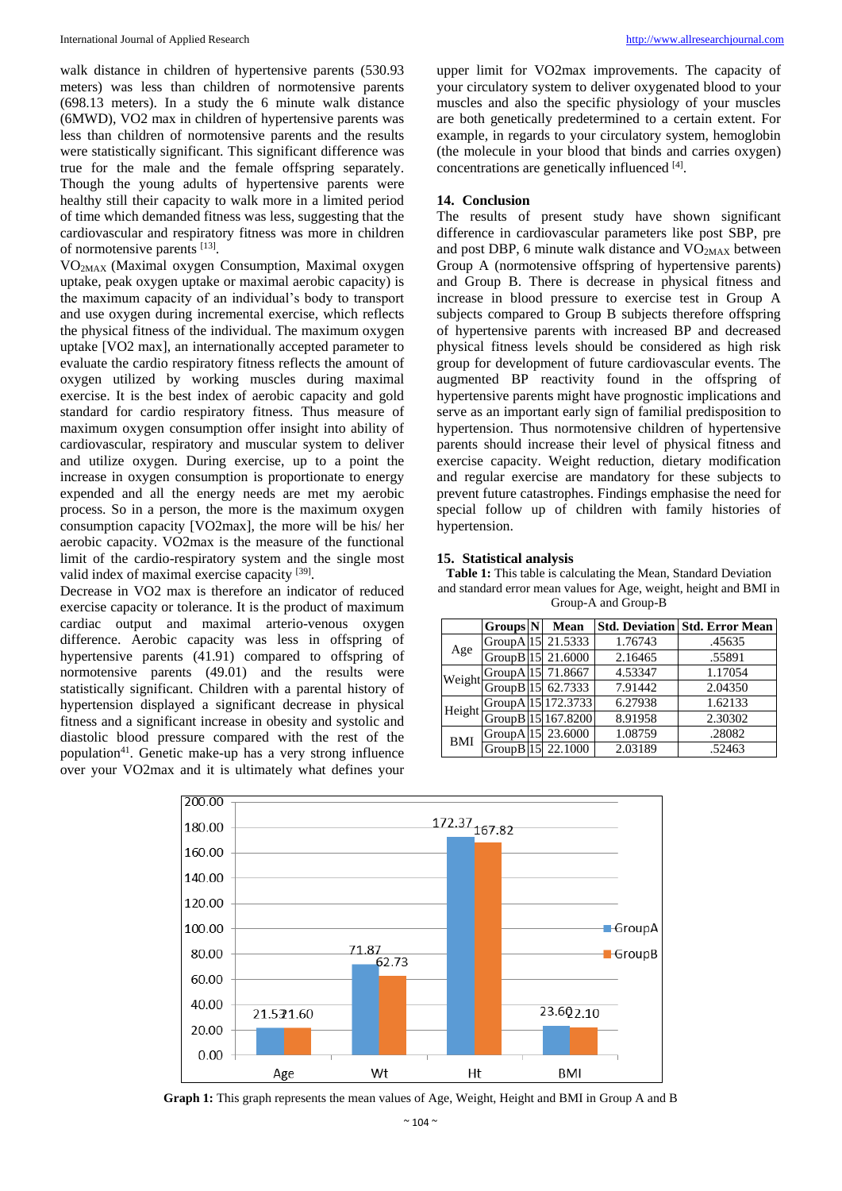walk distance in children of hypertensive parents (530.93 meters) was less than children of normotensive parents (698.13 meters). In a study the 6 minute walk distance (6MWD), VO2 max in children of hypertensive parents was less than children of normotensive parents and the results were statistically significant. This significant difference was true for the male and the female offspring separately. Though the young adults of hypertensive parents were healthy still their capacity to walk more in a limited period of time which demanded fitness was less, suggesting that the cardiovascular and respiratory fitness was more in children of normotensive parents [13].

$VO_{2MAX}$ (Maximal oxygen Consumption, Maximal oxygen uptake, peak oxygen uptake or maximal aerobic capacity) is the maximum capacity of an individual's body to transport and use oxygen during incremental exercise, which reflects the physical fitness of the individual. The maximum oxygen uptake [VO2 max], an internationally accepted parameter to evaluate the cardio respiratory fitness reflects the amount of oxygen utilized by working muscles during maximal exercise. It is the best index of aerobic capacity and gold standard for cardio respiratory fitness. Thus measure of maximum oxygen consumption offer insight into ability of cardiovascular, respiratory and muscular system to deliver and utilize oxygen. During exercise, up to a point the increase in oxygen consumption is proportionate to energy expended and all the energy needs are met my aerobic process. So in a person, the more is the maximum oxygen consumption capacity [VO2max], the more will be his/ her aerobic capacity. VO2max is the measure of the functional limit of the cardio-respiratory system and the single most valid index of maximal exercise capacity [39].

Decrease in VO2 max is therefore an indicator of reduced exercise capacity or tolerance. It is the product of maximum cardiac output and maximal arterio-venous oxygen difference. Aerobic capacity was less in offspring of hypertensive parents (41.91) compared to offspring of normotensive parents (49.01) and the results were statistically significant. Children with a parental history of hypertension displayed a significant decrease in physical fitness and a significant increase in obesity and systolic and diastolic blood pressure compared with the rest of the population[41]. Genetic make-up has a very strong influence over your VO2max and it is ultimately what defines your upper limit for VO2max improvements. The capacity of your circulatory system to deliver oxygenated blood to your muscles and also the specific physiology of your muscles are both genetically predetermined to a certain extent. For example, in regards to your circulatory system, hemoglobin (the molecule in your blood that binds and carries oxygen) concentrations are genetically influenced [4].

## 14. Conclusion

The results of present study have shown significant difference in cardiovascular parameters like post SBP, pre and post DBP, 6 minute walk distance and $VO_{2MAX}$ between Group A (normotensive offspring of hypertensive parents) and Group B. There is decrease in physical fitness and increase in blood pressure to exercise test in Group A subjects compared to Group B subjects therefore offspring of hypertensive parents with increased BP and decreased physical fitness levels should be considered as high risk group for development of future cardiovascular events. The augmented BP reactivity found in the offspring of hypertensive parents might have prognostic implications and serve as an important early sign of familial predisposition to hypertension. Thus normotensive children of hypertensive parents should increase their level of physical fitness and exercise capacity. Weight reduction, dietary modification and regular exercise are mandatory for these subjects to prevent future catastrophes. Findings emphasise the need for special follow up of children with family histories of hypertension.

## 15. Statistical analysis

**Table 1:** This table is calculating the Mean, Standard Deviation and standard error mean values for Age, weight, height and BMI in Group-A and Group-B

| | Groups | N | Mean | Std. Deviation | Std. Error Mean |
|---|---|---|---|---|---|
| Age | GroupA | 15 | 21.5333 | 1.76743 | .45635 |
| | GroupB | 15 | 21.6000 | 2.16465 | .55891 |
| Weight | GroupA | 15 | 71.8667 | 4.53347 | 1.17054 |
| | GroupB | 15 | 62.7333 | 7.91442 | 2.04350 |
| Height | GroupA | 15 | 172.3733 | 6.27938 | 1.62133 |
| | GroupB | 15 | 167.8200 | 8.91958 | 2.30302 |
| BMI | GroupA | 15 | 23.6000 | 1.08759 | .28082 |
| | GroupB | 15 | 22.1000 | 2.03189 | .52463 |

**Graph 1:** This graph represents the mean values of Age, Weight, Height and BMI in Group A and B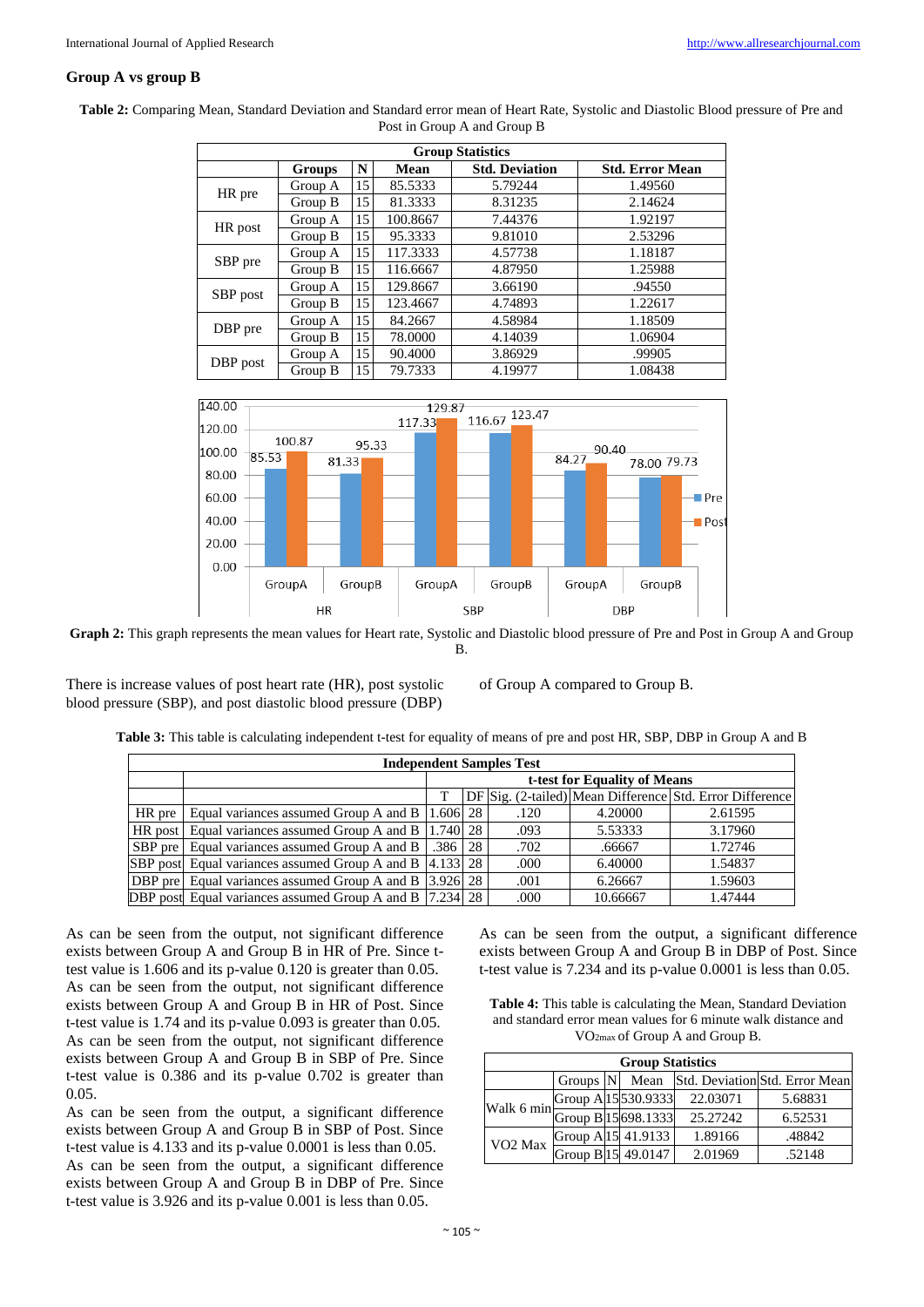### Group A vs group B

**Table 2:** Comparing Mean, Standard Deviation and Standard error mean of Heart Rate, Systolic and Diastolic Blood pressure of Pre and Post in Group A and Group B

| Group Statistics | | | | | |
|---|---|---|---|---|---|
| | **Groups** | **N** | **Mean** | **Std. Deviation** | **Std. Error Mean** |
| HR pre | Group A | 15 | 85.5333 | 5.79244 | 1.49560 |
| | Group B | 15 | 81.3333 | 8.31235 | 2.14624 |
| HR post | Group A | 15 | 100.8667 | 7.44376 | 1.92197 |
| | Group B | 15 | 95.3333 | 9.81010 | 2.53296 |
| SBP pre | Group A | 15 | 117.3333 | 4.57738 | 1.18187 |
| | Group B | 15 | 116.6667 | 4.87950 | 1.25988 |
| SBP post | Group A | 15 | 129.8667 | 3.66190 | .94550 |
| | Group B | 15 | 123.4667 | 4.74893 | 1.22617 |
| DBP pre | Group A | 15 | 84.2667 | 4.58984 | 1.18509 |
| | Group B | 15 | 78.0000 | 4.14039 | 1.06904 |
| DBP post | Group A | 15 | 90.4000 | 3.86929 | .99905 |
| | Group B | 15 | 79.7333 | 4.19977 | 1.08438 |

**Graph 2:** This graph represents the mean values for Heart rate, Systolic and Diastolic blood pressure of Pre and Post in Group A and Group B.

There is increase values of post heart rate (HR), post systolic blood pressure (SBP), and post diastolic blood pressure (DBP) of Group A compared to Group B.

**Table 3:** This table is calculating independent t-test for equality of means of pre and post HR, SBP, DBP in Group A and B

| Independent Samples Test | | | | | | |
|---|---|---|---|---|---|---|
| | | t-test for Equality of Means | | | | |
| | | T | DF | Sig. (2-tailed) | Mean Difference | Std. Error Difference |
| HR pre | Equal variances assumed Group A and B | 1.606 | 28 | .120 | 4.20000 | 2.61595 |
| HR post | Equal variances assumed Group A and B | 1.740 | 28 | .093 | 5.53333 | 3.17960 |
| SBP pre | Equal variances assumed Group A and B | .386 | 28 | .702 | .66667 | 1.72746 |
| SBP post | Equal variances assumed Group A and B | 4.133 | 28 | .000 | 6.40000 | 1.54837 |
| DBP pre | Equal variances assumed Group A and B | 3.926 | 28 | .001 | 6.26667 | 1.59603 |
| DBP post | Equal variances assumed Group A and B | 7.234 | 28 | .000 | 10.66667 | 1.47444 |

As can be seen from the output, not significant difference exists between Group A and Group B in HR of Pre. Since t-test value is 1.606 and its p-value 0.120 is greater than 0.05.
As can be seen from the output, not significant difference exists between Group A and Group B in HR of Post. Since t-test value is 1.74 and its p-value 0.093 is greater than 0.05.
As can be seen from the output, not significant difference exists between Group A and Group B in SBP of Pre. Since t-test value is 0.386 and its p-value 0.702 is greater than 0.05.
As can be seen from the output, a significant difference exists between Group A and Group B in SBP of Post. Since t-test value is 4.133 and its p-value 0.0001 is less than 0.05.
As can be seen from the output, a significant difference exists between Group A and Group B in DBP of Pre. Since t-test value is 3.926 and its p-value 0.001 is less than 0.05.
As can be seen from the output, a significant difference exists between Group A and Group B in DBP of Post. Since t-test value is 7.234 and its p-value 0.0001 is less than 0.05.

**Table 4:** This table is calculating the Mean, Standard Deviation and standard error mean values for 6 minute walk distance and $VO_{2max}$ of Group A and Group B.

| Group Statistics | | | | | |
|---|---|---|---|---|---|
| | Groups | N | Mean | Std. Deviation | Std. Error Mean |
| Walk 6 min | Group A | 15 | 530.9333 | 22.03071 | 5.68831 |
| | Group B | 15 | 698.1333 | 25.27242 | 6.52531 |
| VO2 Max | Group A | 15 | 41.9133 | 1.89166 | .48842 |
| | Group B | 15 | 49.0147 | 2.01969 | .52148 |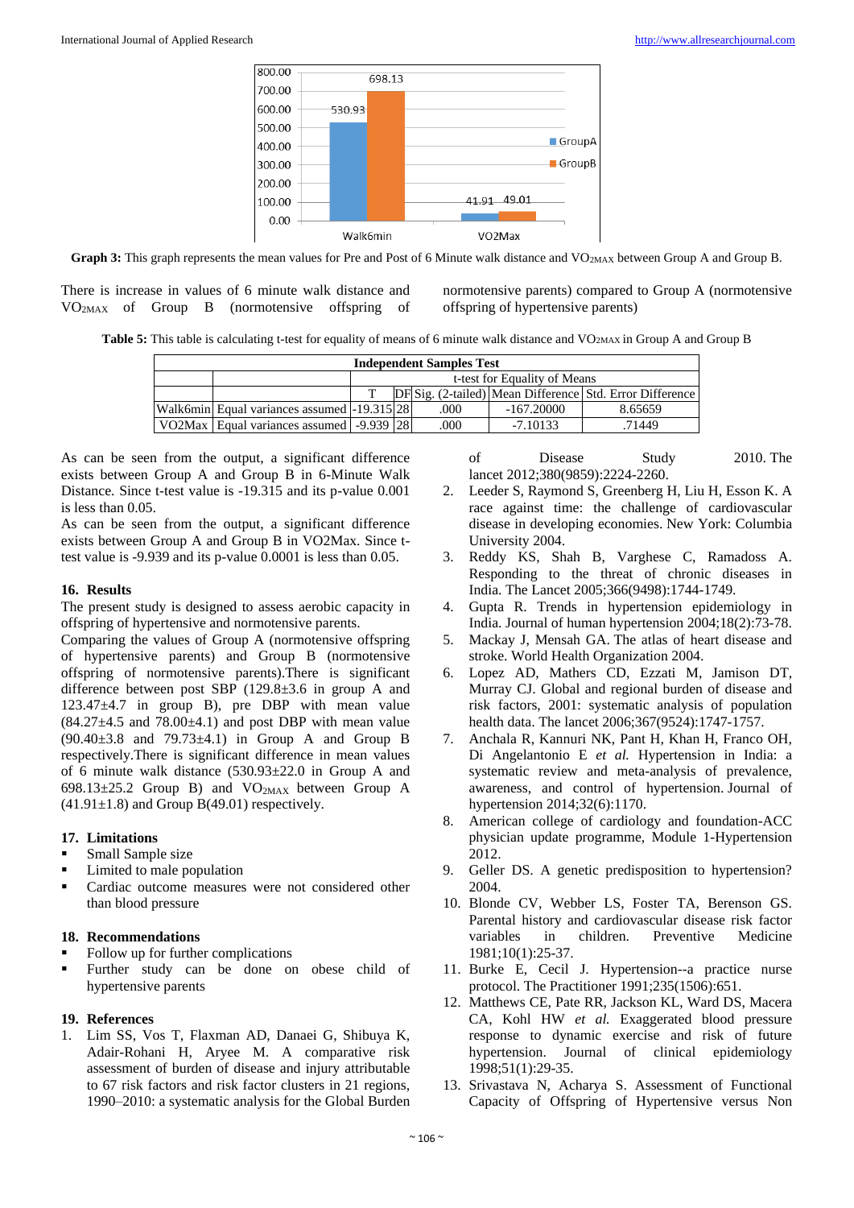Graph 3 data (bar chart):

| | GroupA | GroupB |
|---|---|---|
| Walk6min | 530.93 | 698.13 |
| VO2Max | 41.91 | 49.01 |

**Graph 3:** This graph represents the mean values for Pre and Post of 6 Minute walk distance and $VO_{2MAX}$ between Group A and Group B.

There is increase in values of 6 minute walk distance and $VO_{2MAX}$ of Group B (normotensive offspring of normotensive parents) compared to Group A (normotensive offspring of hypertensive parents)

**Table 5:** This table is calculating t-test for equality of means of 6 minute walk distance and $VO_{2MAX}$ in Group A and Group B

| Independent Samples Test | | | | | | |
|---|---|---|---|---|---|---|
| | | t-test for Equality of Means | | | | |
| | | T | DF | Sig. (2-tailed) | Mean Difference | Std. Error Difference |
| Walk6min | Equal variances assumed | -19.315 | 28 | .000 | -167.20000 | 8.65659 |
| VO2Max | Equal variances assumed | -9.939 | 28 | .000 | -7.10133 | .71449 |

As can be seen from the output, a significant difference exists between Group A and Group B in 6-Minute Walk Distance. Since t-test value is -19.315 and its p-value 0.001 is less than 0.05.

As can be seen from the output, a significant difference exists between Group A and Group B in VO2Max. Since t-test value is -9.939 and its p-value 0.0001 is less than 0.05.

## 16. Results

The present study is designed to assess aerobic capacity in offspring of hypertensive and normotensive parents.

Comparing the values of Group A (normotensive offspring of hypertensive parents) and Group B (normotensive offspring of normotensive parents).There is significant difference between post SBP (129.8±3.6 in group A and 123.47±4.7 in group B), pre DBP with mean value (84.27±4.5 and 78.00±4.1) and post DBP with mean value (90.40±3.8 and 79.73±4.1) in Group A and Group B respectively.There is significant difference in mean values of 6 minute walk distance (530.93±22.0 in Group A and 698.13±25.2 Group B) and $VO_{2MAX}$ between Group A (41.91±1.8) and Group B(49.01) respectively.

## 17. Limitations

- Small Sample size
- Limited to male population
- Cardiac outcome measures were not considered other than blood pressure

## 18. Recommendations

- Follow up for further complications
- Further study can be done on obese child of hypertensive parents

## 19. References

1. Lim SS, Vos T, Flaxman AD, Danaei G, Shibuya K, Adair-Rohani H, Aryee M. A comparative risk assessment of burden of disease and injury attributable to 67 risk factors and risk factor clusters in 21 regions, 1990–2010: a systematic analysis for the Global Burden of Disease Study 2010. The lancet 2012;380(9859):2224-2260.
2. Leeder S, Raymond S, Greenberg H, Liu H, Esson K. A race against time: the challenge of cardiovascular disease in developing economies. New York: Columbia University 2004.
3. Reddy KS, Shah B, Varghese C, Ramadoss A. Responding to the threat of chronic diseases in India. The Lancet 2005;366(9498):1744-1749.
4. Gupta R. Trends in hypertension epidemiology in India. Journal of human hypertension 2004;18(2):73-78.
5. Mackay J, Mensah GA. The atlas of heart disease and stroke. World Health Organization 2004.
6. Lopez AD, Mathers CD, Ezzati M, Jamison DT, Murray CJ. Global and regional burden of disease and risk factors, 2001: systematic analysis of population health data. The lancet 2006;367(9524):1747-1757.
7. Anchala R, Kannuri NK, Pant H, Khan H, Franco OH, Di Angelantonio E *et al.* Hypertension in India: a systematic review and meta-analysis of prevalence, awareness, and control of hypertension. Journal of hypertension 2014;32(6):1170.
8. American college of cardiology and foundation-ACC physician update programme, Module 1-Hypertension 2012.
9. Geller DS. A genetic predisposition to hypertension? 2004.
10. Blonde CV, Webber LS, Foster TA, Berenson GS. Parental history and cardiovascular disease risk factor variables in children. Preventive Medicine 1981;10(1):25-37.
11. Burke E, Cecil J. Hypertension--a practice nurse protocol. The Practitioner 1991;235(1506):651.
12. Matthews CE, Pate RR, Jackson KL, Ward DS, Macera CA, Kohl HW *et al.* Exaggerated blood pressure response to dynamic exercise and risk of future hypertension. Journal of clinical epidemiology 1998;51(1):29-35.
13. Srivastava N, Acharya S. Assessment of Functional Capacity of Offspring of Hypertensive versus Non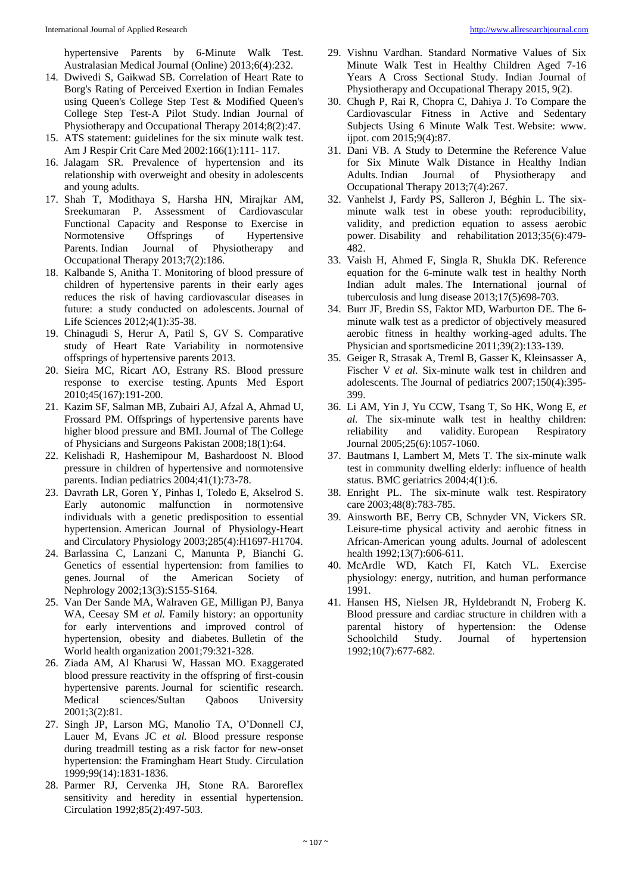hypertensive Parents by 6-Minute Walk Test. Australasian Medical Journal (Online) 2013;6(4):232.

14. Dwivedi S, Gaikwad SB. Correlation of Heart Rate to Borg's Rating of Perceived Exertion in Indian Females using Queen's College Step Test & Modified Queen's College Step Test-A Pilot Study. Indian Journal of Physiotherapy and Occupational Therapy 2014;8(2):47.
15. ATS statement: guidelines for the six minute walk test. Am J Respir Crit Care Med 2002:166(1):111- 117.
16. Jalagam SR. Prevalence of hypertension and its relationship with overweight and obesity in adolescents and young adults.
17. Shah T, Modithaya S, Harsha HN, Mirajkar AM, Sreekumaran P. Assessment of Cardiovascular Functional Capacity and Response to Exercise in Normotensive Offsprings of Hypertensive Parents. Indian Journal of Physiotherapy and Occupational Therapy 2013;7(2):186.
18. Kalbande S, Anitha T. Monitoring of blood pressure of children of hypertensive parents in their early ages reduces the risk of having cardiovascular diseases in future: a study conducted on adolescents. Journal of Life Sciences 2012;4(1):35-38.
19. Chinagudi S, Herur A, Patil S, GV S. Comparative study of Heart Rate Variability in normotensive offsprings of hypertensive parents 2013.
20. Sieira MC, Ricart AO, Estrany RS. Blood pressure response to exercise testing. Apunts Med Esport 2010;45(167):191-200.
21. Kazim SF, Salman MB, Zubairi AJ, Afzal A, Ahmad U, Frossard PM. Offsprings of hypertensive parents have higher blood pressure and BMI. Journal of The College of Physicians and Surgeons Pakistan 2008;18(1):64.
22. Kelishadi R, Hashemipour M, Bashardoost N. Blood pressure in children of hypertensive and normotensive parents. Indian pediatrics 2004;41(1):73-78.
23. Davrath LR, Goren Y, Pinhas I, Toledo E, Akselrod S. Early autonomic malfunction in normotensive individuals with a genetic predisposition to essential hypertension. American Journal of Physiology-Heart and Circulatory Physiology 2003;285(4):H1697-H1704.
24. Barlassina C, Lanzani C, Manunta P, Bianchi G. Genetics of essential hypertension: from families to genes. Journal of the American Society of Nephrology 2002;13(3):S155-S164.
25. Van Der Sande MA, Walraven GE, Milligan PJ, Banya WA, Ceesay SM *et al.* Family history: an opportunity for early interventions and improved control of hypertension, obesity and diabetes. Bulletin of the World health organization 2001;79:321-328.
26. Ziada AM, Al Kharusi W, Hassan MO. Exaggerated blood pressure reactivity in the offspring of first-cousin hypertensive parents. Journal for scientific research. Medical sciences/Sultan Qaboos University 2001;3(2):81.
27. Singh JP, Larson MG, Manolio TA, O'Donnell CJ, Lauer M, Evans JC *et al.* Blood pressure response during treadmill testing as a risk factor for new-onset hypertension: the Framingham Heart Study. Circulation 1999;99(14):1831-1836.
28. Parmer RJ, Cervenka JH, Stone RA. Baroreflex sensitivity and heredity in essential hypertension. Circulation 1992;85(2):497-503.
29. Vishnu Vardhan. Standard Normative Values of Six Minute Walk Test in Healthy Children Aged 7-16 Years A Cross Sectional Study. Indian Journal of Physiotherapy and Occupational Therapy 2015, 9(2).
30. Chugh P, Rai R, Chopra C, Dahiya J. To Compare the Cardiovascular Fitness in Active and Sedentary Subjects Using 6 Minute Walk Test. Website: www. ijpot. com 2015;9(4):87.
31. Dani VB. A Study to Determine the Reference Value for Six Minute Walk Distance in Healthy Indian Adults. Indian Journal of Physiotherapy and Occupational Therapy 2013;7(4):267.
32. Vanhelst J, Fardy PS, Salleron J, Béghin L. The six-minute walk test in obese youth: reproducibility, validity, and prediction equation to assess aerobic power. Disability and rehabilitation 2013;35(6):479-482.
33. Vaish H, Ahmed F, Singla R, Shukla DK. Reference equation for the 6-minute walk test in healthy North Indian adult males. The International journal of tuberculosis and lung disease 2013;17(5)698-703.
34. Burr JF, Bredin SS, Faktor MD, Warburton DE. The 6-minute walk test as a predictor of objectively measured aerobic fitness in healthy working-aged adults. The Physician and sportsmedicine 2011;39(2):133-139.
35. Geiger R, Strasak A, Treml B, Gasser K, Kleinsasser A, Fischer V *et al.* Six-minute walk test in children and adolescents. The Journal of pediatrics 2007;150(4):395-399.
36. Li AM, Yin J, Yu CCW, Tsang T, So HK, Wong E, *et al.* The six-minute walk test in healthy children: reliability and validity. European Respiratory Journal 2005;25(6):1057-1060.
37. Bautmans I, Lambert M, Mets T. The six-minute walk test in community dwelling elderly: influence of health status. BMC geriatrics 2004;4(1):6.
38. Enright PL. The six-minute walk test. Respiratory care 2003;48(8):783-785.
39. Ainsworth BE, Berry CB, Schnyder VN, Vickers SR. Leisure-time physical activity and aerobic fitness in African-American young adults. Journal of adolescent health 1992;13(7):606-611.
40. McArdle WD, Katch FI, Katch VL. Exercise physiology: energy, nutrition, and human performance 1991.
41. Hansen HS, Nielsen JR, Hyldebrandt N, Froberg K. Blood pressure and cardiac structure in children with a parental history of hypertension: the Odense Schoolchild Study. Journal of hypertension 1992;10(7):677-682.